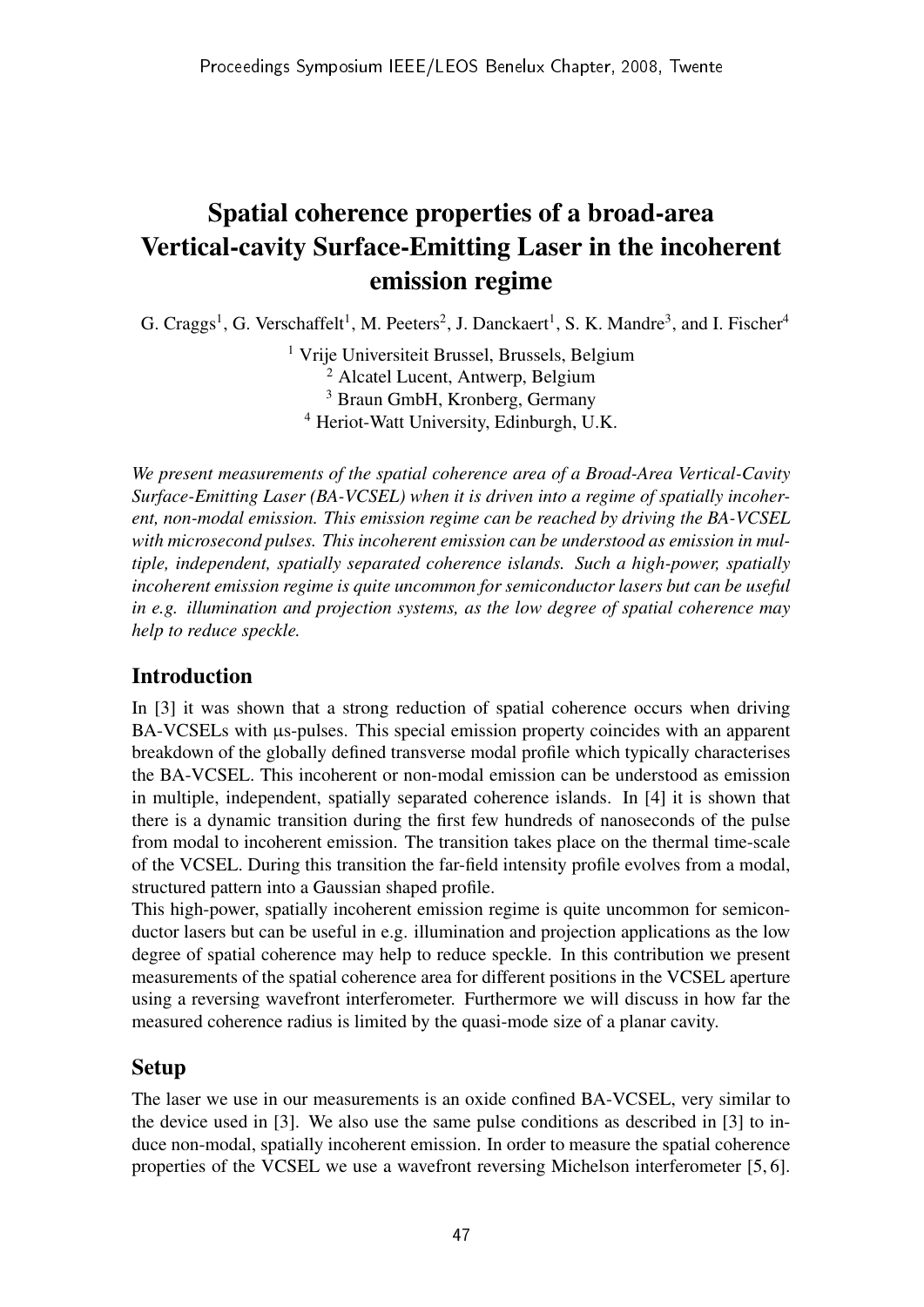# Spatial coherence properties of a broad-area Vertical-cavity Surface-Emitting Laser in the incoherent emission regime

G. Craggs[1], G. Verschaffelt[1], M. Peeters[2], J. Danckaert[1], S. K. Mandre[3], and I. Fischer[4]

[1] Vrije Universiteit Brussel, Brussels, Belgium
[2] Alcatel Lucent, Antwerp, Belgium
[3] Braun GmbH, Kronberg, Germany
[4] Heriot-Watt University, Edinburgh, U.K.

*We present measurements of the spatial coherence area of a Broad-Area Vertical-Cavity Surface-Emitting Laser (BA-VCSEL) when it is driven into a regime of spatially incoherent, non-modal emission. This emission regime can be reached by driving the BA-VCSEL with microsecond pulses. This incoherent emission can be understood as emission in multiple, independent, spatially separated coherence islands. Such a high-power, spatially incoherent emission regime is quite uncommon for semiconductor lasers but can be useful in e.g. illumination and projection systems, as the low degree of spatial coherence may help to reduce speckle.*

## Introduction

In [3] it was shown that a strong reduction of spatial coherence occurs when driving BA-VCSELs with μs-pulses. This special emission property coincides with an apparent breakdown of the globally defined transverse modal profile which typically characterises the BA-VCSEL. This incoherent or non-modal emission can be understood as emission in multiple, independent, spatially separated coherence islands. In [4] it is shown that there is a dynamic transition during the first few hundreds of nanoseconds of the pulse from modal to incoherent emission. The transition takes place on the thermal time-scale of the VCSEL. During this transition the far-field intensity profile evolves from a modal, structured pattern into a Gaussian shaped profile.

This high-power, spatially incoherent emission regime is quite uncommon for semiconductor lasers but can be useful in e.g. illumination and projection applications as the low degree of spatial coherence may help to reduce speckle. In this contribution we present measurements of the spatial coherence area for different positions in the VCSEL aperture using a reversing wavefront interferometer. Furthermore we will discuss in how far the measured coherence radius is limited by the quasi-mode size of a planar cavity.

## Setup

The laser we use in our measurements is an oxide confined BA-VCSEL, very similar to the device used in [3]. We also use the same pulse conditions as described in [3] to induce non-modal, spatially incoherent emission. In order to measure the spatial coherence properties of the VCSEL we use a wavefront reversing Michelson interferometer [5, 6].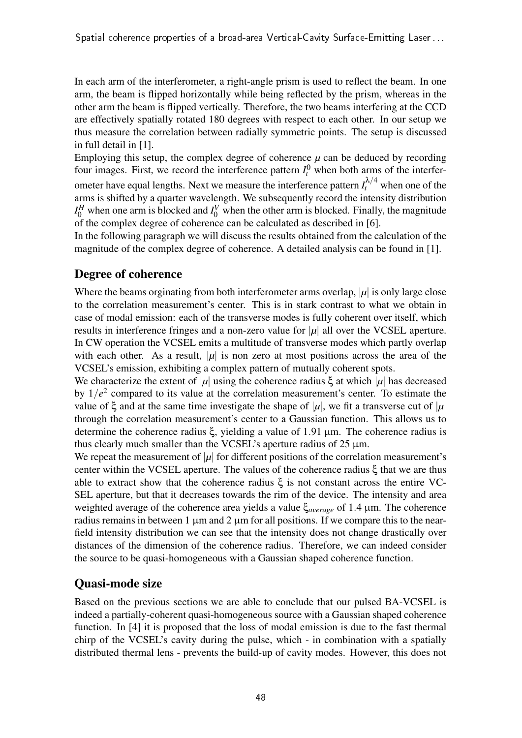In each arm of the interferometer, a right-angle prism is used to reflect the beam. In one arm, the beam is flipped horizontally while being reflected by the prism, whereas in the other arm the beam is flipped vertically. Therefore, the two beams interfering at the CCD are effectively spatially rotated 180 degrees with respect to each other. In our setup we thus measure the correlation between radially symmetric points. The setup is discussed in full detail in [1].

Employing this setup, the complex degree of coherence $\mu$ can be deduced by recording four images. First, we record the interference pattern $I_t^0$ when both arms of the interferometer have equal lengths. Next we measure the interference pattern $I_t^{\lambda/4}$ when one of the arms is shifted by a quarter wavelength. We subsequently record the intensity distribution $I_0^H$ when one arm is blocked and $I_0^V$ when the other arm is blocked. Finally, the magnitude of the complex degree of coherence can be calculated as described in [6].

In the following paragraph we will discuss the results obtained from the calculation of the magnitude of the complex degree of coherence. A detailed analysis can be found in [1].

## Degree of coherence

Where the beams orginating from both interferometer arms overlap, $|\mu|$ is only large close to the correlation measurement's center. This is in stark contrast to what we obtain in case of modal emission: each of the transverse modes is fully coherent over itself, which results in interference fringes and a non-zero value for $|\mu|$ all over the VCSEL aperture. In CW operation the VCSEL emits a multitude of transverse modes which partly overlap with each other. As a result, $|\mu|$ is non zero at most positions across the area of the VCSEL's emission, exhibiting a complex pattern of mutually coherent spots.

We characterize the extent of $|\mu|$ using the coherence radius $\xi$ at which $|\mu|$ has decreased by $1/e^2$ compared to its value at the correlation measurement's center. To estimate the value of $\xi$ and at the same time investigate the shape of $|\mu|$, we fit a transverse cut of $|\mu|$ through the correlation measurement's center to a Gaussian function. This allows us to determine the coherence radius $\xi$, yielding a value of 1.91 μm. The coherence radius is thus clearly much smaller than the VCSEL's aperture radius of 25 μm.

We repeat the measurement of $|\mu|$ for different positions of the correlation measurement's center within the VCSEL aperture. The values of the coherence radius $\xi$ that we are thus able to extract show that the coherence radius $\xi$ is not constant across the entire VCSEL aperture, but that it decreases towards the rim of the device. The intensity and area weighted average of the coherence area yields a value $\xi_{average}$ of 1.4 μm. The coherence radius remains in between 1 μm and 2 μm for all positions. If we compare this to the near-field intensity distribution we can see that the intensity does not change drastically over distances of the dimension of the coherence radius. Therefore, we can indeed consider the source to be quasi-homogeneous with a Gaussian shaped coherence function.

## Quasi-mode size

Based on the previous sections we are able to conclude that our pulsed BA-VCSEL is indeed a partially-coherent quasi-homogeneous source with a Gaussian shaped coherence function. In [4] it is proposed that the loss of modal emission is due to the fast thermal chirp of the VCSEL's cavity during the pulse, which - in combination with a spatially distributed thermal lens - prevents the build-up of cavity modes. However, this does not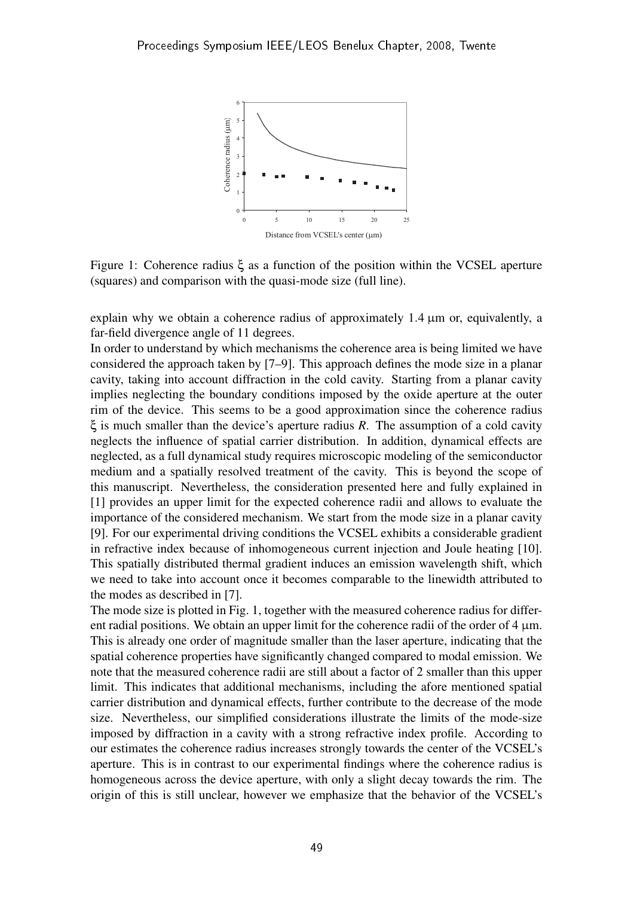Figure 1: Coherence radius $\xi$ as a function of the position within the VCSEL aperture (squares) and comparison with the quasi-mode size (full line).

explain why we obtain a coherence radius of approximately 1.4 μm or, equivalently, a far-field divergence angle of 11 degrees.

In order to understand by which mechanisms the coherence area is being limited we have considered the approach taken by [7–9]. This approach defines the mode size in a planar cavity, taking into account diffraction in the cold cavity. Starting from a planar cavity implies neglecting the boundary conditions imposed by the oxide aperture at the outer rim of the device. This seems to be a good approximation since the coherence radius $\xi$ is much smaller than the device's aperture radius $R$. The assumption of a cold cavity neglects the influence of spatial carrier distribution. In addition, dynamical effects are neglected, as a full dynamical study requires microscopic modeling of the semiconductor medium and a spatially resolved treatment of the cavity. This is beyond the scope of this manuscript. Nevertheless, the consideration presented here and fully explained in [1] provides an upper limit for the expected coherence radii and allows to evaluate the importance of the considered mechanism. We start from the mode size in a planar cavity [9]. For our experimental driving conditions the VCSEL exhibits a considerable gradient in refractive index because of inhomogeneous current injection and Joule heating [10]. This spatially distributed thermal gradient induces an emission wavelength shift, which we need to take into account once it becomes comparable to the linewidth attributed to the modes as described in [7].

The mode size is plotted in Fig. 1, together with the measured coherence radius for different radial positions. We obtain an upper limit for the coherence radii of the order of 4 μm. This is already one order of magnitude smaller than the laser aperture, indicating that the spatial coherence properties have significantly changed compared to modal emission. We note that the measured coherence radii are still about a factor of 2 smaller than this upper limit. This indicates that additional mechanisms, including the afore mentioned spatial carrier distribution and dynamical effects, further contribute to the decrease of the mode size. Nevertheless, our simplified considerations illustrate the limits of the mode-size imposed by diffraction in a cavity with a strong refractive index profile. According to our estimates the coherence radius increases strongly towards the center of the VCSEL's aperture. This is in contrast to our experimental findings where the coherence radius is homogeneous across the device aperture, with only a slight decay towards the rim. The origin of this is still unclear, however we emphasize that the behavior of the VCSEL's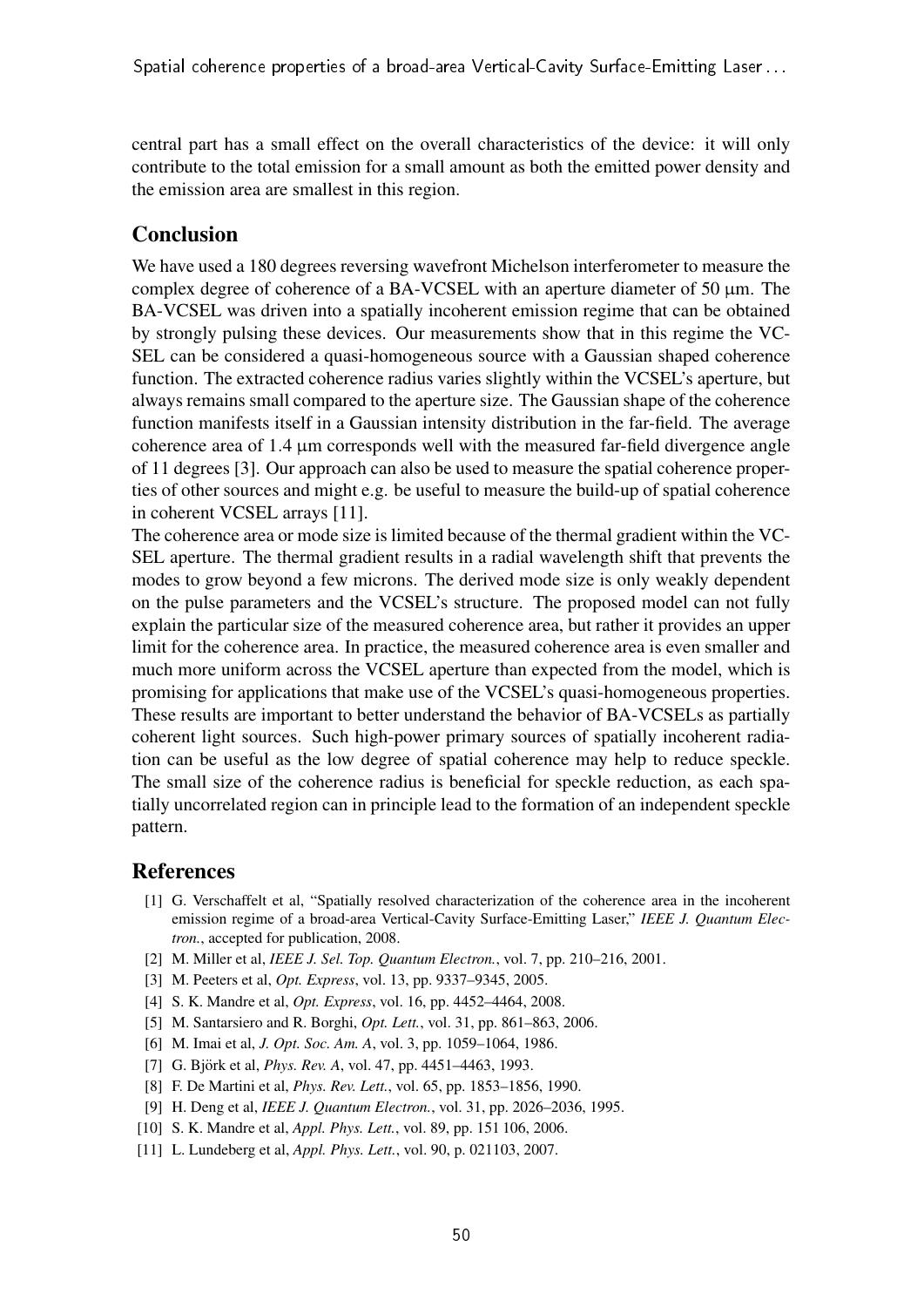central part has a small effect on the overall characteristics of the device: it will only contribute to the total emission for a small amount as both the emitted power density and the emission area are smallest in this region.

## Conclusion

We have used a 180 degrees reversing wavefront Michelson interferometer to measure the complex degree of coherence of a BA-VCSEL with an aperture diameter of 50 μm. The BA-VCSEL was driven into a spatially incoherent emission regime that can be obtained by strongly pulsing these devices. Our measurements show that in this regime the VCSEL can be considered a quasi-homogeneous source with a Gaussian shaped coherence function. The extracted coherence radius varies slightly within the VCSEL's aperture, but always remains small compared to the aperture size. The Gaussian shape of the coherence function manifests itself in a Gaussian intensity distribution in the far-field. The average coherence area of 1.4 μm corresponds well with the measured far-field divergence angle of 11 degrees [3]. Our approach can also be used to measure the spatial coherence properties of other sources and might e.g. be useful to measure the build-up of spatial coherence in coherent VCSEL arrays [11].

The coherence area or mode size is limited because of the thermal gradient within the VCSEL aperture. The thermal gradient results in a radial wavelength shift that prevents the modes to grow beyond a few microns. The derived mode size is only weakly dependent on the pulse parameters and the VCSEL's structure. The proposed model can not fully explain the particular size of the measured coherence area, but rather it provides an upper limit for the coherence area. In practice, the measured coherence area is even smaller and much more uniform across the VCSEL aperture than expected from the model, which is promising for applications that make use of the VCSEL's quasi-homogeneous properties. These results are important to better understand the behavior of BA-VCSELs as partially coherent light sources. Such high-power primary sources of spatially incoherent radiation can be useful as the low degree of spatial coherence may help to reduce speckle. The small size of the coherence radius is beneficial for speckle reduction, as each spatially uncorrelated region can in principle lead to the formation of an independent speckle pattern.

## References

[1] G. Verschaffelt et al, "Spatially resolved characterization of the coherence area in the incoherent emission regime of a broad-area Vertical-Cavity Surface-Emitting Laser," *IEEE J. Quantum Electron.*, accepted for publication, 2008.

[2] M. Miller et al, *IEEE J. Sel. Top. Quantum Electron.*, vol. 7, pp. 210–216, 2001.

[3] M. Peeters et al, *Opt. Express*, vol. 13, pp. 9337–9345, 2005.

[4] S. K. Mandre et al, *Opt. Express*, vol. 16, pp. 4452–4464, 2008.

[5] M. Santarsiero and R. Borghi, *Opt. Lett.*, vol. 31, pp. 861–863, 2006.

[6] M. Imai et al, *J. Opt. Soc. Am. A*, vol. 3, pp. 1059–1064, 1986.

[7] G. Björk et al, *Phys. Rev. A*, vol. 47, pp. 4451–4463, 1993.

[8] F. De Martini et al, *Phys. Rev. Lett.*, vol. 65, pp. 1853–1856, 1990.

[9] H. Deng et al, *IEEE J. Quantum Electron.*, vol. 31, pp. 2026–2036, 1995.

[10] S. K. Mandre et al, *Appl. Phys. Lett.*, vol. 89, pp. 151 106, 2006.

[11] L. Lundeberg et al, *Appl. Phys. Lett.*, vol. 90, p. 021103, 2007.